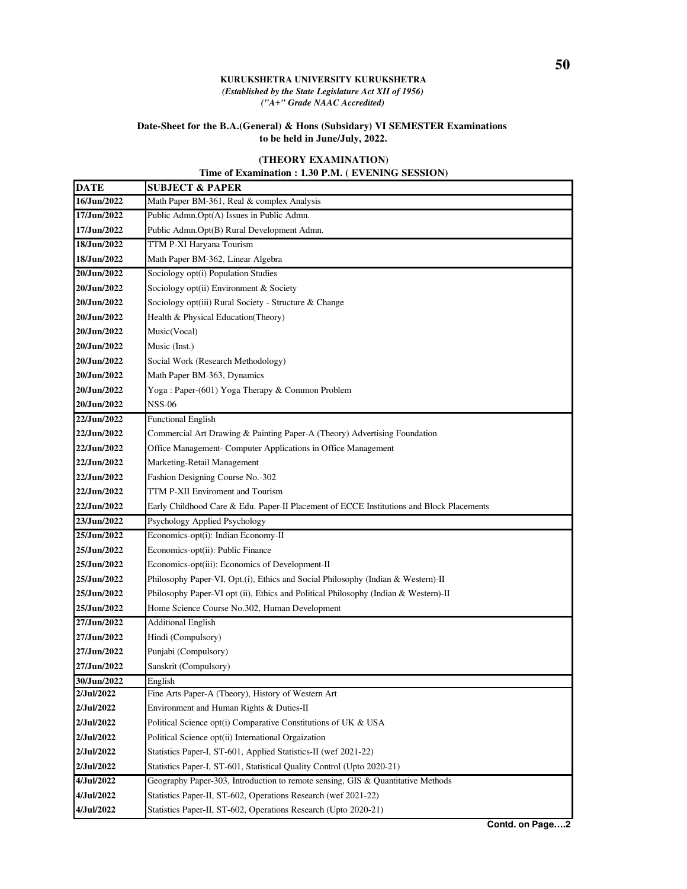**KURUKSHETRA UNIVERSITY KURUKSHETRA**

*(Established by the State Legislature Act XII of 1956)*

*("A+" Grade NAAC Accredited)*

**Date-Sheet for the B.A.(General) & Hons (Subsidary) VI SEMESTER Examinations to be held in June/July, 2022.**

**(THEORY EXAMINATION)**

**Time of Examination : 1.30 P.M. ( EVENING SESSION)**

| DATE | SUBJECT & PAPER |
|---|---|
| 16/Jun/2022 | Math Paper BM-361, Real & complex Analysis |
| 17/Jun/2022 | Public Admn.Opt(A) Issues in Public Admn. |
| 17/Jun/2022 | Public Admn.Opt(B) Rural Development Admn. |
| 18/Jun/2022 | TTM P-XI Haryana Tourism |
| 18/Jun/2022 | Math Paper BM-362, Linear Algebra |
| 20/Jun/2022 | Sociology opt(i) Population Studies |
| 20/Jun/2022 | Sociology opt(ii) Environment & Society |
| 20/Jun/2022 | Sociology opt(iii) Rural Society - Structure & Change |
| 20/Jun/2022 | Health & Physical Education(Theory) |
| 20/Jun/2022 | Music(Vocal) |
| 20/Jun/2022 | Music (Inst.) |
| 20/Jun/2022 | Social Work (Research Methodology) |
| 20/Jun/2022 | Math Paper BM-363, Dynamics |
| 20/Jun/2022 | Yoga : Paper-(601) Yoga Therapy & Common Problem |
| 20/Jun/2022 | NSS-06 |
| 22/Jun/2022 | Functional English |
| 22/Jun/2022 | Commercial Art Drawing & Painting Paper-A (Theory) Advertising Foundation |
| 22/Jun/2022 | Office Management- Computer Applications in Office Management |
| 22/Jun/2022 | Marketing-Retail Management |
| 22/Jun/2022 | Fashion Designing Course No.-302 |
| 22/Jun/2022 | TTM P-XII Enviroment and Tourism |
| 22/Jun/2022 | Early Childhood Care & Edu. Paper-II Placement of ECCE Institutions and Block Placements |
| 23/Jun/2022 | Psychology Applied Psychology |
| 25/Jun/2022 | Economics-opt(i): Indian Economy-II |
| 25/Jun/2022 | Economics-opt(ii): Public Finance |
| 25/Jun/2022 | Economics-opt(iii): Economics of Development-II |
| 25/Jun/2022 | Philosophy Paper-VI, Opt.(i), Ethics and Social Philosophy (Indian & Western)-II |
| 25/Jun/2022 | Philosophy Paper-VI opt (ii), Ethics and Political Philosophy (Indian & Western)-II |
| 25/Jun/2022 | Home Science Course No.302, Human Development |
| 27/Jun/2022 | Additional English |
| 27/Jun/2022 | Hindi (Compulsory) |
| 27/Jun/2022 | Punjabi (Compulsory) |
| 27/Jun/2022 | Sanskrit (Compulsory) |
| 30/Jun/2022 | English |
| 2/Jul/2022 | Fine Arts Paper-A (Theory), History of Western Art |
| 2/Jul/2022 | Environment and Human Rights & Duties-II |
| 2/Jul/2022 | Political Science opt(i) Comparative Constitutions of UK & USA |
| 2/Jul/2022 | Political Science opt(ii) International Orgaization |
| 2/Jul/2022 | Statistics Paper-I, ST-601, Applied Statistics-II (wef 2021-22) |
| 2/Jul/2022 | Statistics Paper-I, ST-601, Statistical Quality Control (Upto 2020-21) |
| 4/Jul/2022 | Geography Paper-303, Introduction to remote sensing, GIS & Quantitative Methods |
| 4/Jul/2022 | Statistics Paper-II, ST-602, Operations Research (wef 2021-22) |
| 4/Jul/2022 | Statistics Paper-II, ST-602, Operations Research (Upto 2020-21) |

**Contd. on Page….2**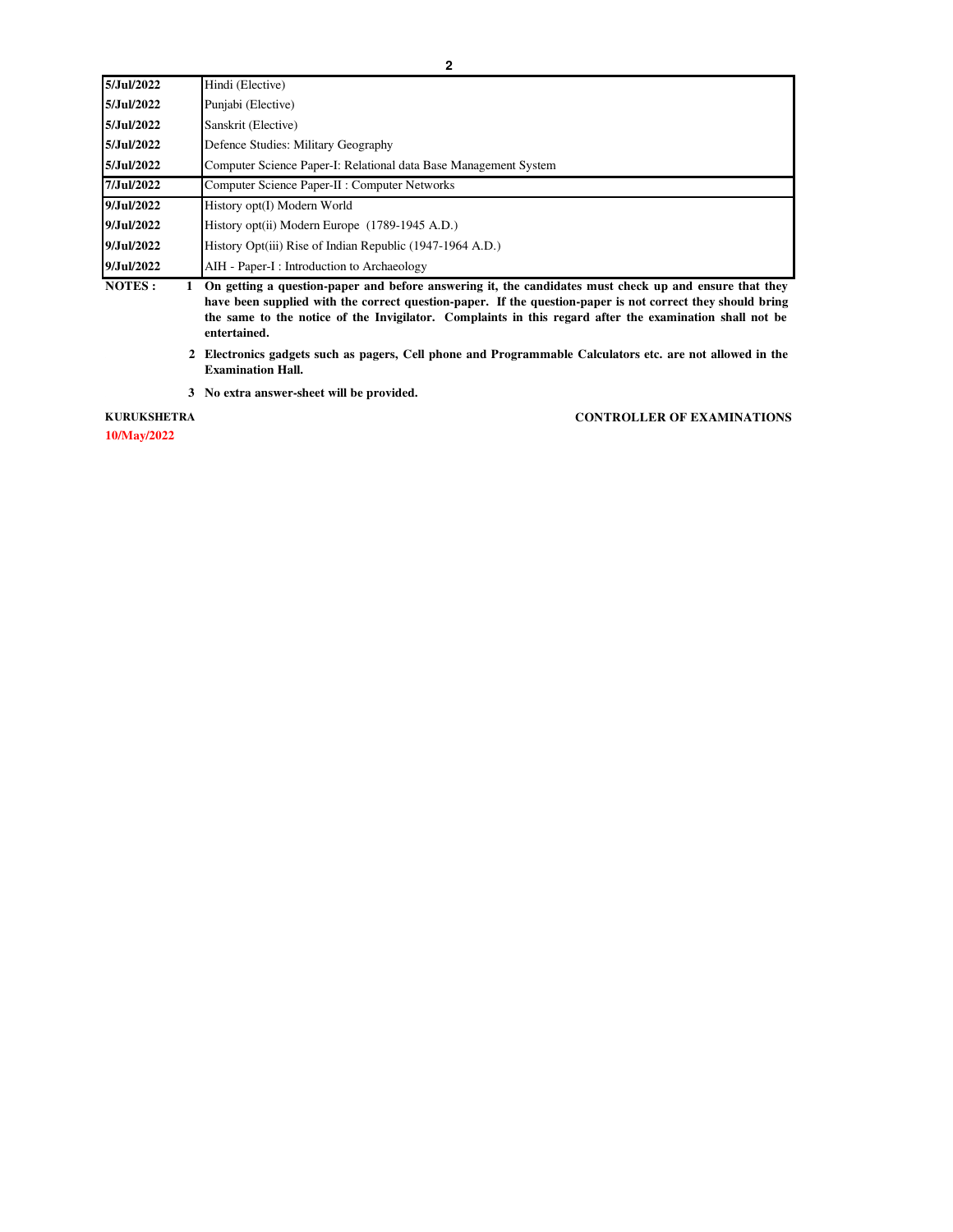| | |
|---|---|
| **5/Jul/2022** | Hindi (Elective) |
| **5/Jul/2022** | Punjabi (Elective) |
| **5/Jul/2022** | Sanskrit (Elective) |
| **5/Jul/2022** | Defence Studies: Military Geography |
| **5/Jul/2022** | Computer Science Paper-I: Relational data Base Management System |
| **7/Jul/2022** | Computer Science Paper-II : Computer Networks |
| **9/Jul/2022** | History opt(I) Modern World |
| **9/Jul/2022** | History opt(ii) Modern Europe (1789-1945 A.D.) |
| **9/Jul/2022** | History Opt(iii) Rise of Indian Republic (1947-1964 A.D.) |
| **9/Jul/2022** | AIH - Paper-I : Introduction to Archaeology |

**NOTES :**

1. **On getting a question-paper and before answering it, the candidates must check up and ensure that they have been supplied with the correct question-paper. If the question-paper is not correct they should bring the same to the notice of the Invigilator. Complaints in this regard after the examination shall not be entertained.**
2. **Electronics gadgets such as pagers, Cell phone and Programmable Calculators etc. are not allowed in the Examination Hall.**
3. **No extra answer-sheet will be provided.**

**KURUKSHETRA** **CONTROLLER OF EXAMINATIONS**

**10/May/2022**